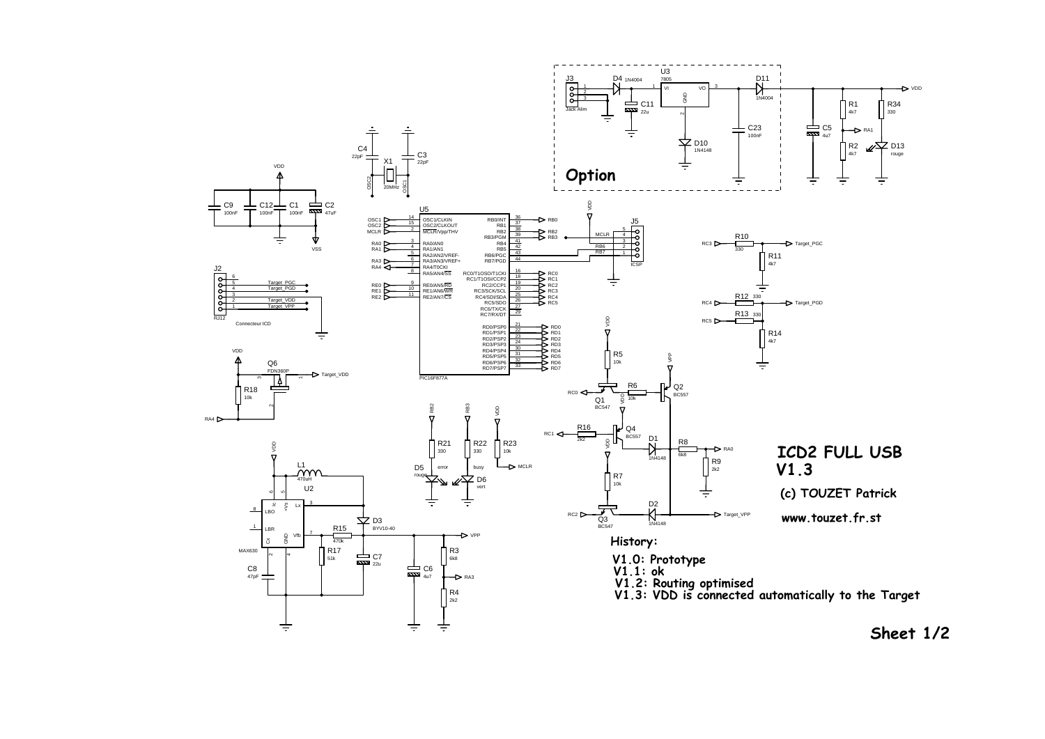Option

# ICD2 FULL USB V1.3

(c) TOUZET Patrick

www.touzet.fr.st

History:

- V1.0: Prototype
- V1.1: ok
- V1.2: Routing optimised
- V1.3: VDD is connected automatically to the Target

Sheet 1/2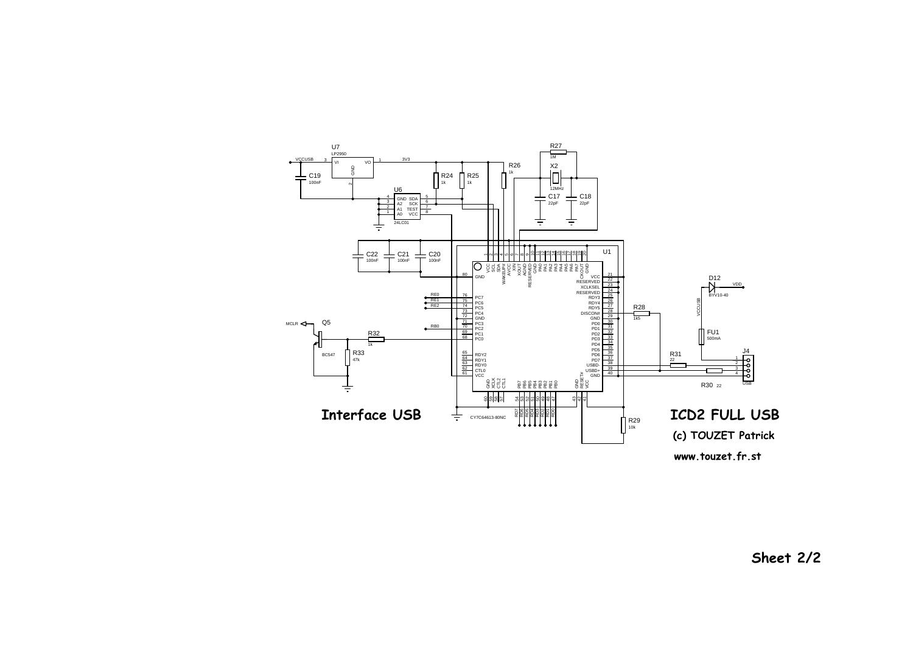**Interface USB**

**ICD2 FULL USB**

**(c) TOUZET Patrick**

**www.touzet.fr.st**

**Sheet 2/2**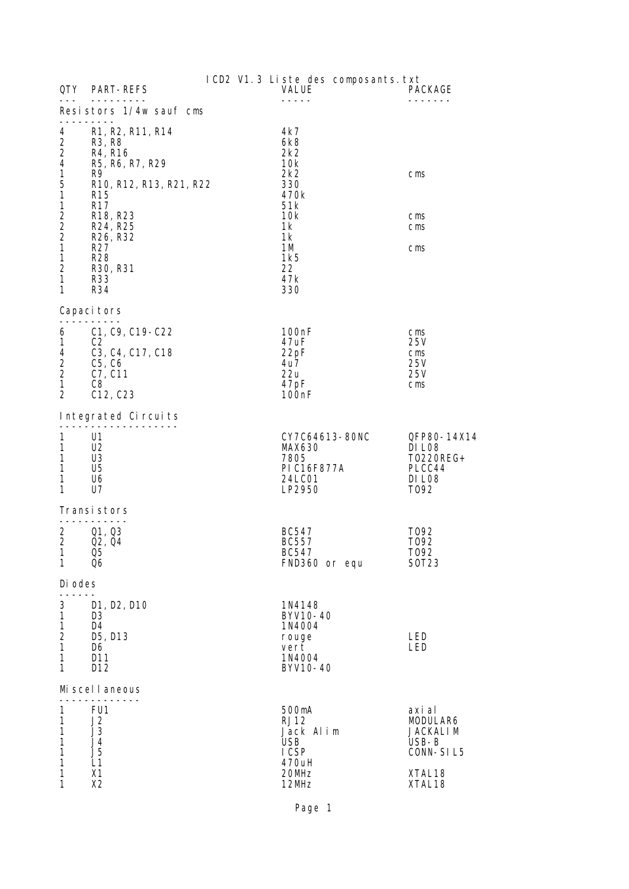# ICD2 V1.3 Liste des composants.txt

| QTY | PART-REFS | VALUE | PACKAGE |
|---|---|---|---|
| **Resistors 1/4w sauf cms** | | | |
| 4 | R1, R2, R11, R14 | 4k7 | |
| 2 | R3, R8 | 6k8 | |
| 2 | R4, R16 | 2k2 | |
| 4 | R5, R6, R7, R29 | 10k | |
| 1 | R9 | 2k2 | cms |
| 5 | R10, R12, R13, R21, R22 | 330 | |
| 1 | R15 | 470k | |
| 1 | R17 | 51k | |
| 2 | R18, R23 | 10k | cms |
| 2 | R24, R25 | 1k | cms |
| 2 | R26, R32 | 1k | |
| 1 | R27 | 1M | cms |
| 1 | R28 | 1k5 | |
| 2 | R30, R31 | 22 | |
| 1 | R33 | 47k | |
| 1 | R34 | 330 | |
| **Capacitors** | | | |
| 6 | C1, C9, C19-C22 | 100nF | cms |
| 1 | C2 | 47uF | 25V |
| 4 | C3, C4, C17, C18 | 22pF | cms |
| 2 | C5, C6 | 4u7 | 25V |
| 2 | C7, C11 | 22u | 25V |
| 1 | C8 | 47pF | cms |
| 2 | C12, C23 | 100nF | |
| **Integrated Circuits** | | | |
| 1 | U1 | CY7C64613-80NC | QFP80-14X14 |
| 1 | U2 | MAX630 | DIL08 |
| 1 | U3 | 7805 | TO220REG+ |
| 1 | U5 | PIC16F877A | PLCC44 |
| 1 | U6 | 24LC01 | DIL08 |
| 1 | U7 | LP2950 | TO92 |
| **Transistors** | | | |
| 2 | Q1, Q3 | BC547 | TO92 |
| 2 | Q2, Q4 | BC557 | TO92 |
| 1 | Q5 | BC547 | TO92 |
| 1 | Q6 | FND360 or equ | SOT23 |
| **Diodes** | | | |
| 3 | D1, D2, D10 | 1N4148 | |
| 1 | D3 | BYV10-40 | |
| 1 | D4 | 1N4004 | |
| 2 | D5, D13 | rouge | LED |
| 1 | D6 | vert | LED |
| 1 | D11 | 1N4004 | |
| 1 | D12 | BYV10-40 | |
| **Miscellaneous** | | | |
| 1 | FU1 | 500mA | axial |
| 1 | J2 | RJ12 | MODULAR6 |
| 1 | J3 | Jack Alim | JACKALIM |
| 1 | J4 | USB | USB-B |
| 1 | J5 | ICSP | CONN-SIL5 |
| 1 | L1 | 470uH | |
| 1 | X1 | 20MHz | XTAL18 |
| 1 | X2 | 12MHz | XTAL18 |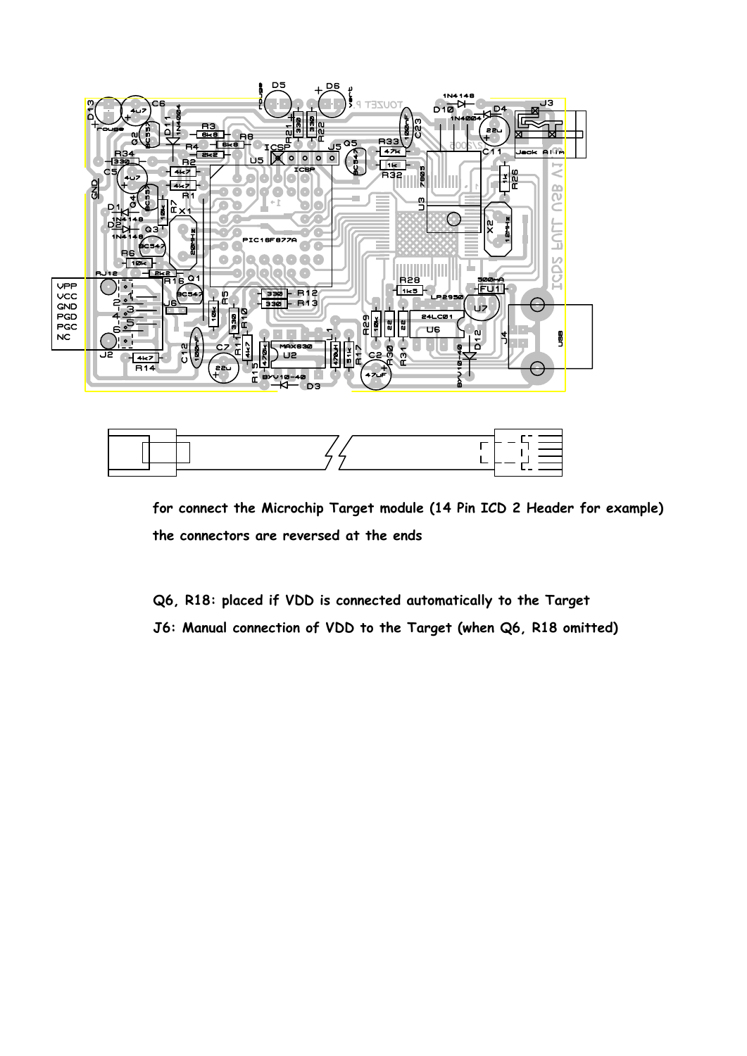for connect the Microchip Target module (14 Pin ICD 2 Header for example)

the connectors are reversed at the ends

Q6, R18: placed if VDD is connected automatically to the Target

J6: Manual connection of VDD to the Target (when Q6, R18 omitted)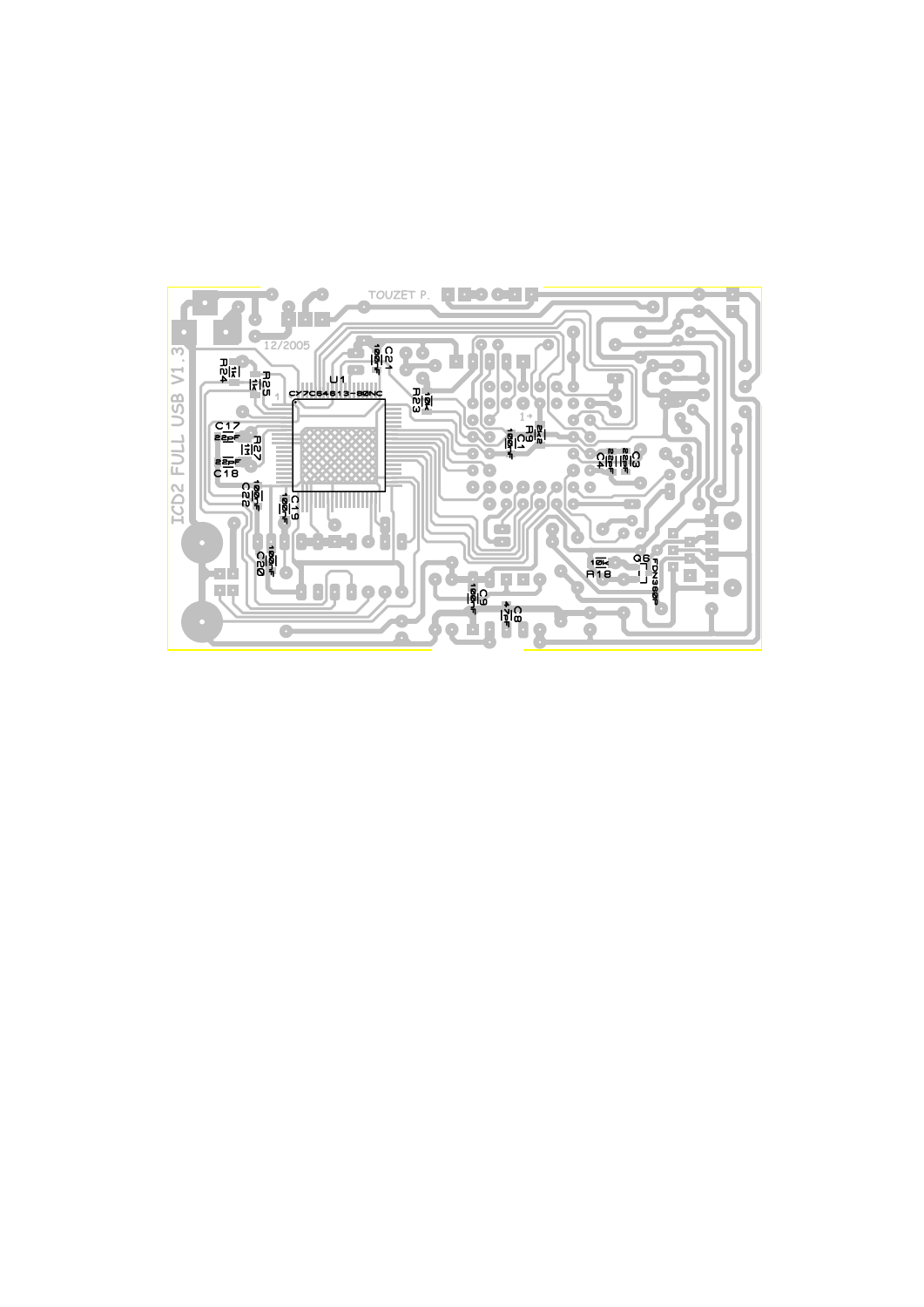TOUZET P.

12/2005

ICD2 FULL USB V1.3

R24 1k

R25 1k

U1

CY7C64613-80NC

C21 100nF

R23 10k

C17 22pF

R27 1M

C18 22pF

C22 100nF

C19 100nF

C20 100nF

R9 2k2

C1 100nF

C3 22pF

C4 22pF

R18 10k

Q1

FDN360P

C9 100nF

C8 47pF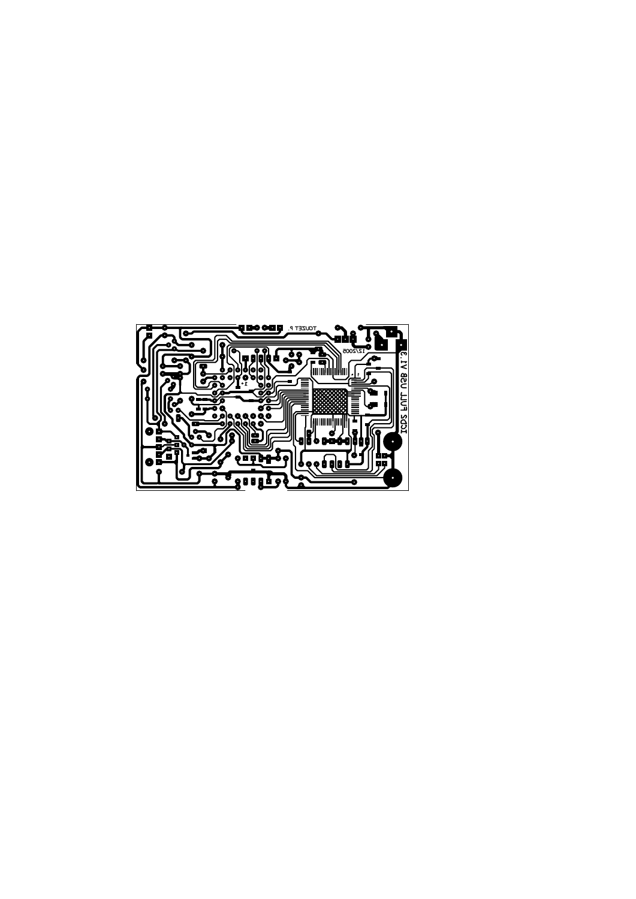TOUZET P.

12/2005

ICDS LAN USB V1.3